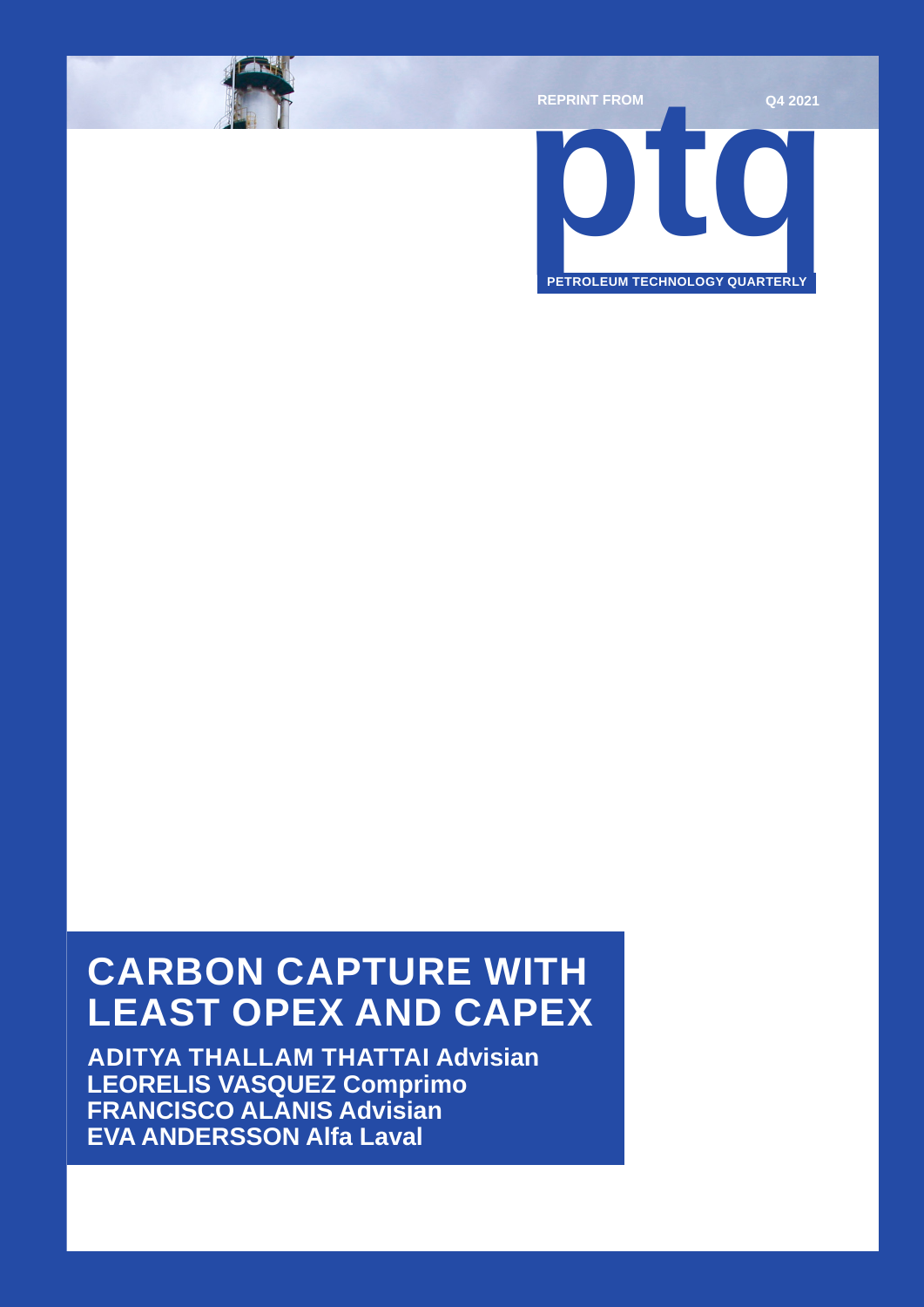REPRINT FROM

Q4 2021

ptq

PETROLEUM TECHNOLOGY QUARTERLY

# CARBON CAPTURE WITH LEAST OPEX AND CAPEX

**ADITYA THALLAM THATTAI Advisian**
**LEORELIS VASQUEZ Comprimo**
**FRANCISCO ALANIS Advisian**
**EVA ANDERSSON Alfa Laval**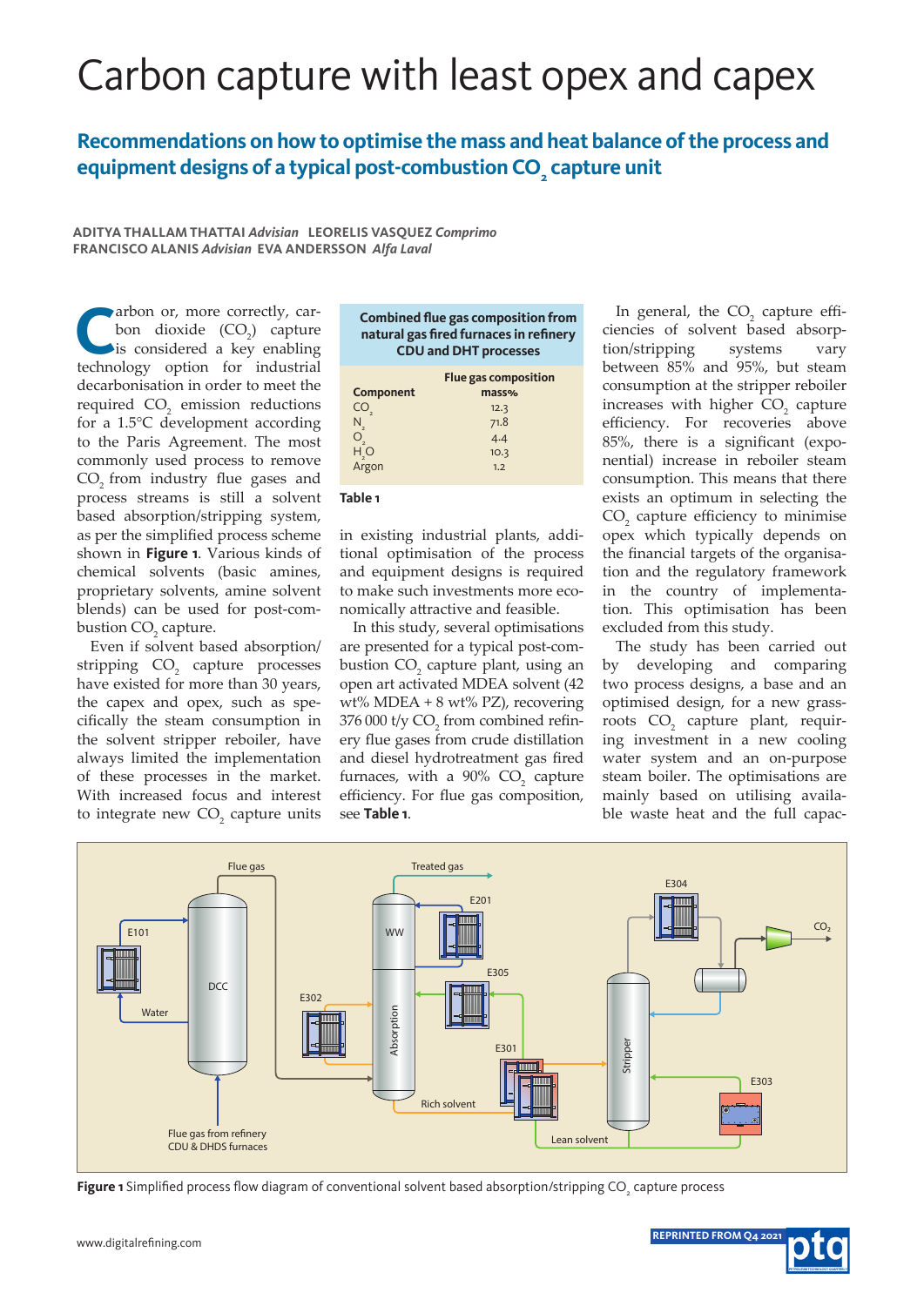# Carbon capture with least opex and capex

## Recommendations on how to optimise the mass and heat balance of the process and equipment designs of a typical post-combustion $CO_2$ capture unit

**ADITYA THALLAM THATTAI** *Advisian* **LEORELIS VASQUEZ** *Comprimo*
**FRANCISCO ALANIS** *Advisian* **EVA ANDERSSON** *Alfa Laval*

Carbon or, more correctly, carbon dioxide ($CO_2$) capture is considered a key enabling technology option for industrial decarbonisation in order to meet the required $CO_2$ emission reductions for a 1.5°C development according to the Paris Agreement. The most commonly used process to remove $CO_2$ from industry flue gases and process streams is still a solvent based absorption/stripping system, as per the simplified process scheme shown in **Figure 1**. Various kinds of chemical solvents (basic amines, proprietary solvents, amine solvent blends) can be used for post-combustion $CO_2$ capture.

Even if solvent based absorption/stripping $CO_2$ capture processes have existed for more than 30 years, the capex and opex, such as specifically the steam consumption in the solvent stripper reboiler, have always limited the implementation of these processes in the market. With increased focus and interest to integrate new $CO_2$ capture units in existing industrial plants, additional optimisation of the process and equipment designs is required to make such investments more economically attractive and feasible.

**Combined flue gas composition from natural gas fired furnaces in refinery CDU and DHT processes**

| Component | Flue gas composition mass% |
|---|---|
| $CO_2$ | 12.3 |
| $N_2$ | 71.8 |
| $O_2$ | 4.4 |
| $H_2O$ | 10.3 |
| Argon | 1.2 |

**Table 1**

In this study, several optimisations are presented for a typical post-combustion $CO_2$ capture plant, using an open art activated MDEA solvent (42 wt% MDEA + 8 wt% PZ), recovering 376 000 t/y $CO_2$ from combined refinery flue gases from crude distillation and diesel hydrotreatment gas fired furnaces, with a 90% $CO_2$ capture efficiency. For flue gas composition, see **Table 1**.

In general, the $CO_2$ capture efficiencies of solvent based absorption/stripping systems vary between 85% and 95%, but steam consumption at the stripper reboiler increases with higher $CO_2$ capture efficiency. For recoveries above 85%, there is a significant (exponential) increase in reboiler steam consumption. This means that there exists an optimum in selecting the $CO_2$ capture efficiency to minimise opex which typically depends on the financial targets of the organisation and the regulatory framework in the country of implementation. This optimisation has been excluded from this study.

The study has been carried out by developing and comparing two process designs, a base and an optimised design, for a new grassroots $CO_2$ capture plant, requiring investment in a new cooling water system and an on-purpose steam boiler. The optimisations are mainly based on utilising available waste heat and the full capac-

**Figure 1** Simplified process flow diagram of conventional solvent based absorption/stripping $CO_2$ capture process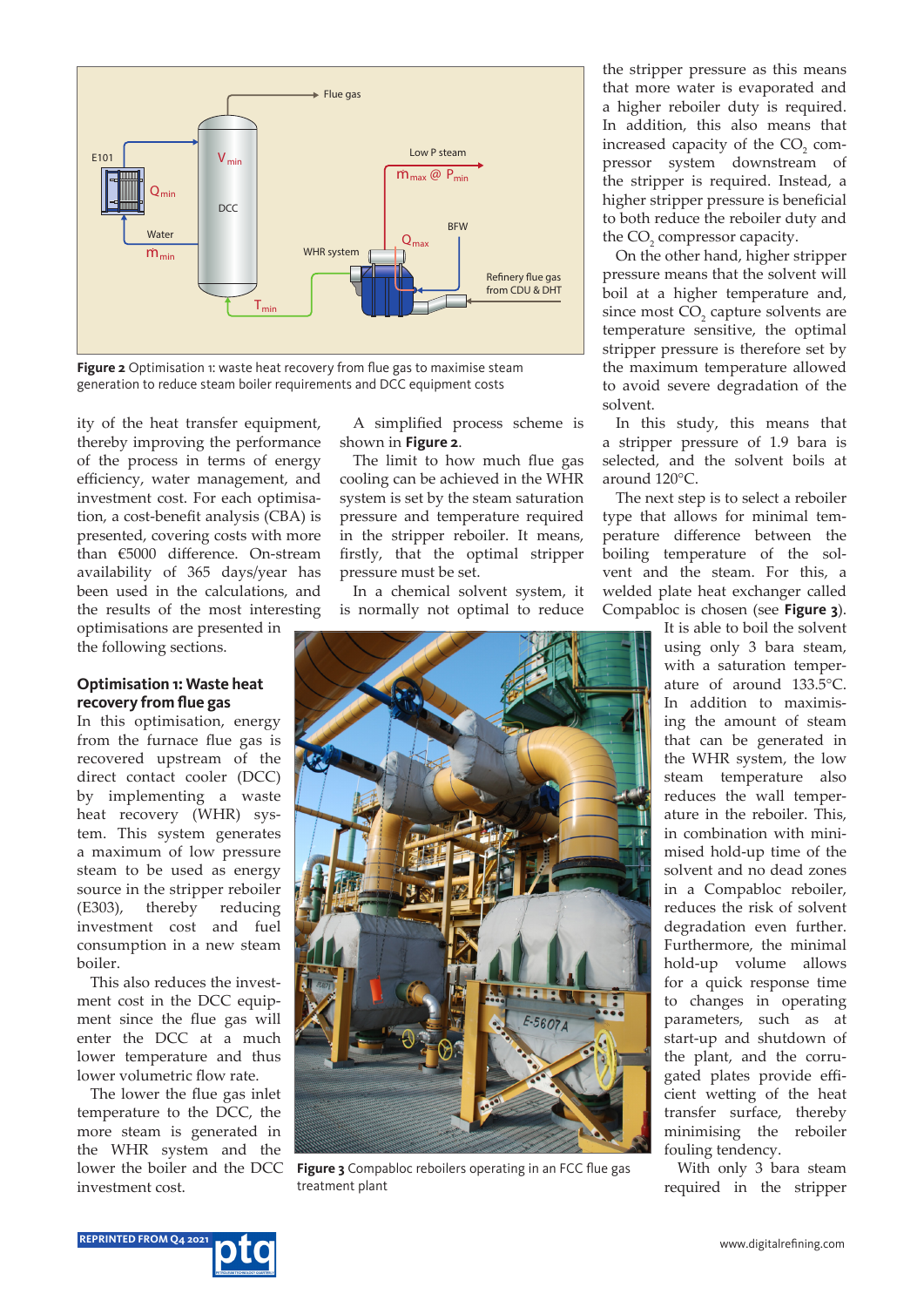Figure 2 Optimisation 1: waste heat recovery from flue gas to maximise steam generation to reduce steam boiler requirements and DCC equipment costs

ity of the heat transfer equipment, thereby improving the performance of the process in terms of energy efficiency, water management, and investment cost. For each optimisation, a cost-benefit analysis (CBA) is presented, covering costs with more than €5000 difference. On-stream availability of 365 days/year has been used in the calculations, and the results of the most interesting optimisations are presented in the following sections.

## Optimisation 1: Waste heat recovery from flue gas

In this optimisation, energy from the furnace flue gas is recovered upstream of the direct contact cooler (DCC) by implementing a waste heat recovery (WHR) system. This system generates a maximum of low pressure steam to be used as energy source in the stripper reboiler (E303), thereby reducing investment cost and fuel consumption in a new steam boiler.

This also reduces the investment cost in the DCC equipment since the flue gas will enter the DCC at a much lower temperature and thus lower volumetric flow rate.

The lower the flue gas inlet temperature to the DCC, the more steam is generated in the WHR system and the lower the boiler and the DCC investment cost.

A simplified process scheme is shown in **Figure 2**.

The limit to how much flue gas cooling can be achieved in the WHR system is set by the steam saturation pressure and temperature required in the stripper reboiler. It means, firstly, that the optimal stripper pressure must be set.

In a chemical solvent system, it is normally not optimal to reduce the stripper pressure as this means that more water is evaporated and a higher reboiler duty is required. In addition, this also means that increased capacity of the $CO_2$ compressor system downstream of the stripper is required. Instead, a higher stripper pressure is beneficial to both reduce the reboiler duty and the $CO_2$ compressor capacity.

On the other hand, higher stripper pressure means that the solvent will boil at a higher temperature and, since most $CO_2$ capture solvents are temperature sensitive, the optimal stripper pressure is therefore set by the maximum temperature allowed to avoid severe degradation of the solvent.

In this study, this means that a stripper pressure of 1.9 bara is selected, and the solvent boils at around 120°C.

The next step is to select a reboiler type that allows for minimal temperature difference between the boiling temperature of the solvent and the steam. For this, a welded plate heat exchanger called Compabloc is chosen (see **Figure 3**).

Figure 3 Compabloc reboilers operating in an FCC flue gas treatment plant

It is able to boil the solvent using only 3 bara steam, with a saturation temperature of around 133.5°C. In addition to maximising the amount of steam that can be generated in the WHR system, the low steam temperature also reduces the wall temperature in the reboiler. This, in combination with minimised hold-up time of the solvent and no dead zones in a Compabloc reboiler, reduces the risk of solvent degradation even further. Furthermore, the minimal hold-up volume allows for a quick response time to changes in operating parameters, such as at start-up and shutdown of the plant, and the corrugated plates provide efficient wetting of the heat transfer surface, thereby minimising the reboiler fouling tendency.

With only 3 bara steam required in the stripper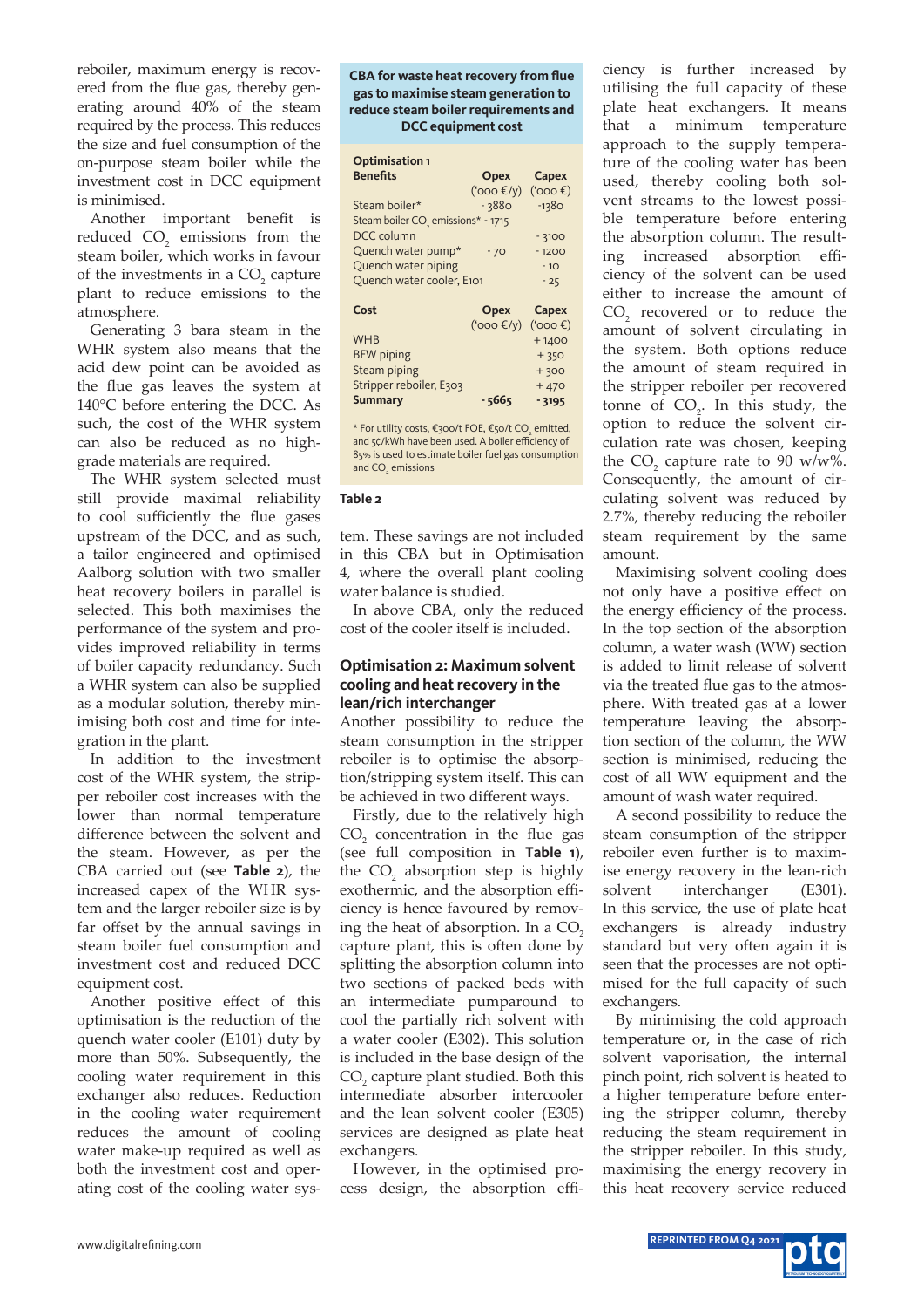reboiler, maximum energy is recovered from the flue gas, thereby generating around 40% of the steam required by the process. This reduces the size and fuel consumption of the on-purpose steam boiler while the investment cost in DCC equipment is minimised.

Another important benefit is reduced $CO_2$ emissions from the steam boiler, which works in favour of the investments in a $CO_2$ capture plant to reduce emissions to the atmosphere.

Generating 3 bara steam in the WHR system also means that the acid dew point can be avoided as the flue gas leaves the system at 140°C before entering the DCC. As such, the cost of the WHR system can also be reduced as no high-grade materials are required.

The WHR system selected must still provide maximal reliability to cool sufficiently the flue gases upstream of the DCC, and as such, a tailor engineered and optimised Aalborg solution with two smaller heat recovery boilers in parallel is selected. This both maximises the performance of the system and provides improved reliability in terms of boiler capacity redundancy. Such a WHR system can also be supplied as a modular solution, thereby minimising both cost and time for integration in the plant.

In addition to the investment cost of the WHR system, the stripper reboiler cost increases with the lower than normal temperature difference between the solvent and the steam. However, as per the CBA carried out (see **Table 2**), the increased capex of the WHR system and the larger reboiler size is by far offset by the annual savings in steam boiler fuel consumption and investment cost and reduced DCC equipment cost.

Another positive effect of this optimisation is the reduction of the quench water cooler (E101) duty by more than 50%. Subsequently, the cooling water requirement in this exchanger also reduces. Reduction in the cooling water requirement reduces the amount of cooling water make-up required as well as both the investment cost and operating cost of the cooling water system. These savings are not included in this CBA but in Optimisation 4, where the overall plant cooling water balance is studied.

In above CBA, only the reduced cost of the cooler itself is included.

**CBA for waste heat recovery from flue gas to maximise steam generation to reduce steam boiler requirements and DCC equipment cost**

| **Optimisation 1** | | |
|---|---|---|
| **Benefits** | **Opex** ('000 €/y) | **Capex** ('000 €) |
| Steam boiler* | - 3880 | -1380 |
| Steam boiler $CO_2$ emissions* | - 1715 | |
| DCC column | | - 3100 |
| Quench water pump* | - 70 | - 1200 |
| Quench water piping | | - 10 |
| Quench water cooler, E101 | | - 25 |
| **Cost** | **Opex** ('000 €/y) | **Capex** ('000 €) |
| WHB | | + 1400 |
| BFW piping | | + 350 |
| Steam piping | | + 300 |
| Stripper reboiler, E303 | | + 470 |
| **Summary** | **- 5665** | **- 3195** |

\* For utility costs, €300/t FOE, €50/t $CO_2$ emitted, and 5¢/kWh have been used. A boiler efficiency of 85% is used to estimate boiler fuel gas consumption and $CO_2$ emissions

**Table 2**

### Optimisation 2: Maximum solvent cooling and heat recovery in the lean/rich interchanger

Another possibility to reduce the steam consumption in the stripper reboiler is to optimise the absorption/stripping system itself. This can be achieved in two different ways.

Firstly, due to the relatively high $CO_2$ concentration in the flue gas (see full composition in **Table 1**), the $CO_2$ absorption step is highly exothermic, and the absorption efficiency is hence favoured by removing the heat of absorption. In a $CO_2$ capture plant, this is often done by splitting the absorption column into two sections of packed beds with an intermediate pumparound to cool the partially rich solvent with a water cooler (E302). This solution is included in the base design of the $CO_2$ capture plant studied. Both this intermediate absorber intercooler and the lean solvent cooler (E305) services are designed as plate heat exchangers.

However, in the optimised process design, the absorption efficiency is further increased by utilising the full capacity of these plate heat exchangers. It means that a minimum temperature approach to the supply temperature of the cooling water has been used, thereby cooling both solvent streams to the lowest possible temperature before entering the absorption column. The resulting increased absorption efficiency of the solvent can be used either to increase the amount of $CO_2$ recovered or to reduce the amount of solvent circulating in the system. Both options reduce the amount of steam required in the stripper reboiler per recovered tonne of $CO_2$. In this study, the option to reduce the solvent circulation rate was chosen, keeping the $CO_2$ capture rate to 90 w/w%. Consequently, the amount of circulating solvent was reduced by 2.7%, thereby reducing the reboiler steam requirement by the same amount.

Maximising solvent cooling does not only have a positive effect on the energy efficiency of the process. In the top section of the absorption column, a water wash (WW) section is added to limit release of solvent via the treated flue gas to the atmosphere. With treated gas at a lower temperature leaving the absorption section of the column, the WW section is minimised, reducing the cost of all WW equipment and the amount of wash water required.

A second possibility to reduce the steam consumption of the stripper reboiler even further is to maximise energy recovery in the lean-rich solvent interchanger (E301). In this service, the use of plate heat exchangers is already industry standard but very often again it is seen that the processes are not optimised for the full capacity of such exchangers.

By minimising the cold approach temperature or, in the case of rich solvent vaporisation, the internal pinch point, rich solvent is heated to a higher temperature before entering the stripper column, thereby reducing the steam requirement in the stripper reboiler. In this study, maximising the energy recovery in this heat recovery service reduced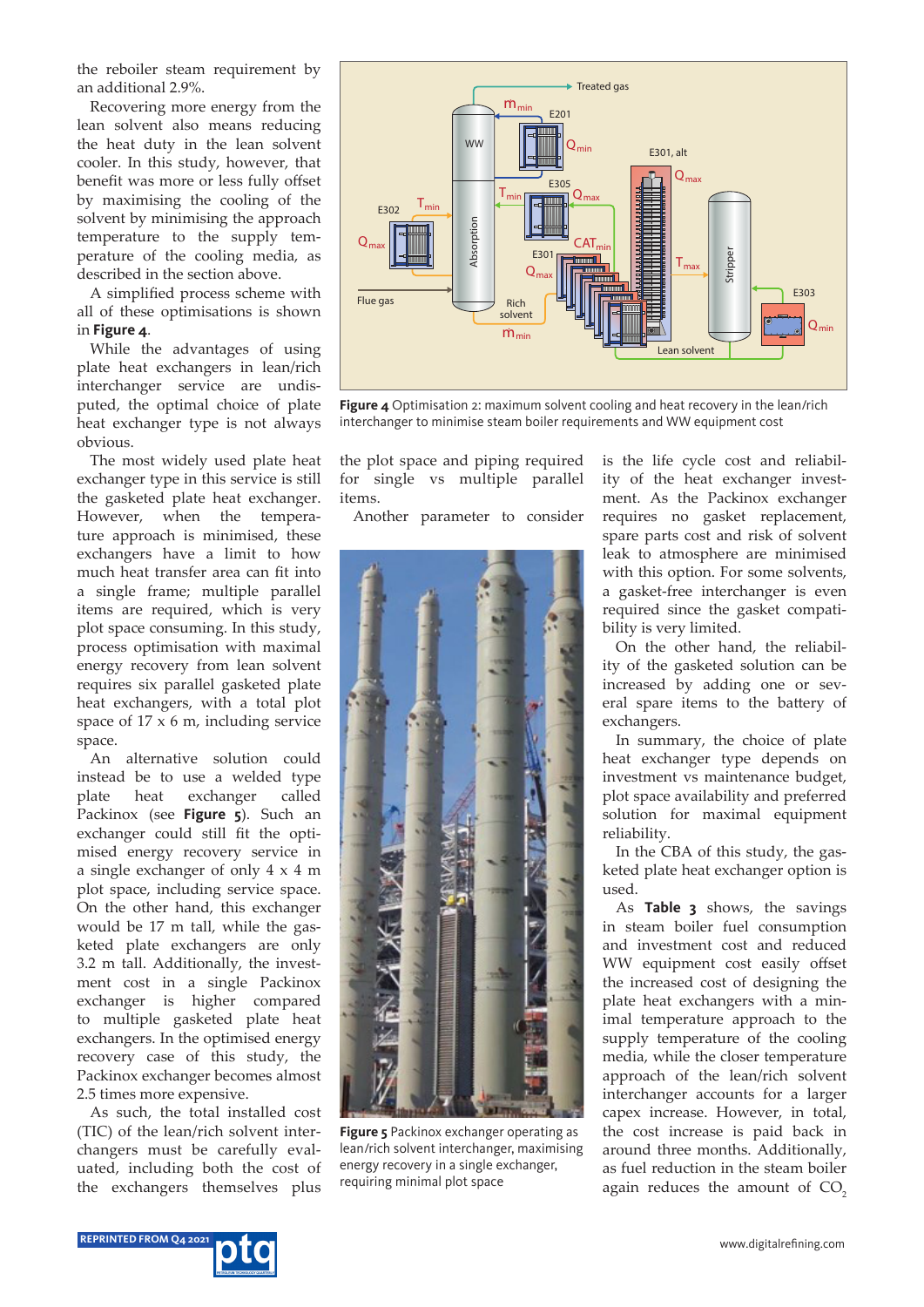the reboiler steam requirement by an additional 2.9%.

Recovering more energy from the lean solvent also means reducing the heat duty in the lean solvent cooler. In this study, however, that benefit was more or less fully offset by maximising the cooling of the solvent by minimising the approach temperature to the supply temperature of the cooling media, as described in the section above.

A simplified process scheme with all of these optimisations is shown in **Figure 4**.

While the advantages of using plate heat exchangers in lean/rich interchanger service are undisputed, the optimal choice of plate heat exchanger type is not always obvious.

The most widely used plate heat exchanger type in this service is still the gasketed plate heat exchanger. However, when the temperature approach is minimised, these exchangers have a limit to how much heat transfer area can fit into a single frame; multiple parallel items are required, which is very plot space consuming. In this study, process optimisation with maximal energy recovery from lean solvent requires six parallel gasketed plate heat exchangers, with a total plot space of 17 x 6 m, including service space.

An alternative solution could instead be to use a welded type plate heat exchanger called Packinox (see **Figure 5**). Such an exchanger could still fit the optimised energy recovery service in a single exchanger of only 4 x 4 m plot space, including service space. On the other hand, this exchanger would be 17 m tall, while the gasketed plate exchangers are only 3.2 m tall. Additionally, the investment cost in a single Packinox exchanger is higher compared to multiple gasketed plate heat exchangers. In the optimised energy recovery case of this study, the Packinox exchanger becomes almost 2.5 times more expensive.

As such, the total installed cost (TIC) of the lean/rich solvent interchangers must be carefully evaluated, including both the cost of the exchangers themselves plus the plot space and piping required for single vs multiple parallel items.

Another parameter to consider is the life cycle cost and reliability of the heat exchanger investment. As the Packinox exchanger requires no gasket replacement, spare parts cost and risk of solvent leak to atmosphere are minimised with this option. For some solvents, a gasket-free interchanger is even required since the gasket compatibility is very limited.

On the other hand, the reliability of the gasketed solution can be increased by adding one or several spare items to the battery of exchangers.

In summary, the choice of plate heat exchanger type depends on investment vs maintenance budget, plot space availability and preferred solution for maximal equipment reliability.

In the CBA of this study, the gasketed plate heat exchanger option is used.

As **Table 3** shows, the savings in steam boiler fuel consumption and investment cost and reduced WW equipment cost easily offset the increased cost of designing the plate heat exchangers with a minimal temperature approach to the supply temperature of the cooling media, while the closer temperature approach of the lean/rich solvent interchanger accounts for a larger capex increase. However, in total, the cost increase is paid back in around three months. Additionally, as fuel reduction in the steam boiler again reduces the amount of $CO_2$

**Figure 4** Optimisation 2: maximum solvent cooling and heat recovery in the lean/rich interchanger to minimise steam boiler requirements and WW equipment cost

**Figure 5** Packinox exchanger operating as lean/rich solvent interchanger, maximising energy recovery in a single exchanger, requiring minimal plot space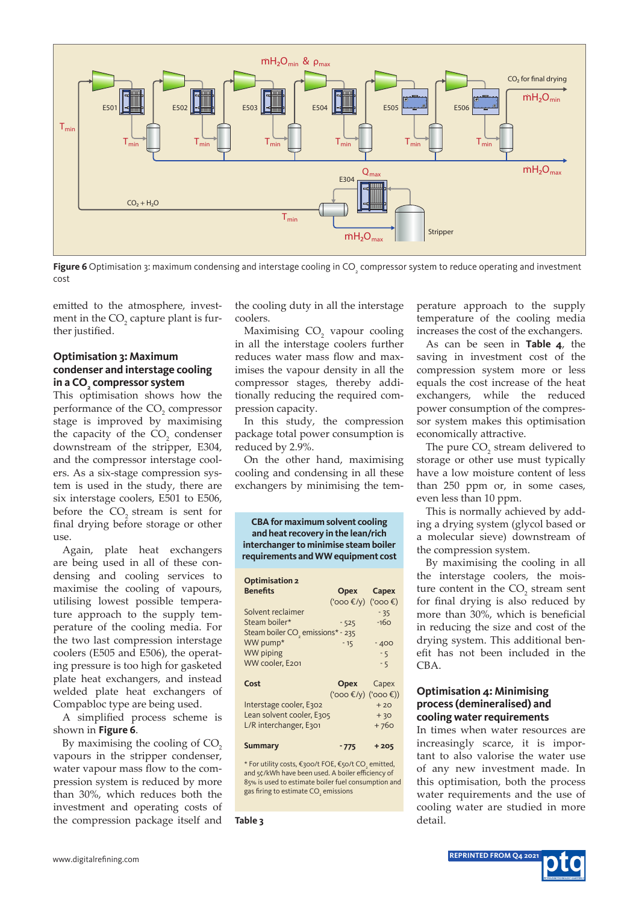Figure 6 Optimisation 3: maximum condensing and interstage cooling in $CO_2$ compressor system to reduce operating and investment cost

emitted to the atmosphere, investment in the $CO_2$ capture plant is further justified.

## Optimisation 3: Maximum condenser and interstage cooling in a $CO_2$ compressor system

This optimisation shows how the performance of the $CO_2$ compressor stage is improved by maximising the capacity of the $CO_2$ condenser downstream of the stripper, E304, and the compressor interstage coolers. As a six-stage compression system is used in the study, there are six interstage coolers, E501 to E506, before the $CO_2$ stream is sent for final drying before storage or other use.

Again, plate heat exchangers are being used in all of these condensing and cooling services to maximise the cooling of vapours, utilising lowest possible temperature approach to the supply temperature of the cooling media. For the two last compression interstage coolers (E505 and E506), the operating pressure is too high for gasketed plate heat exchangers, and instead welded plate heat exchangers of Compabloc type are being used.

A simplified process scheme is shown in **Figure 6**.

By maximising the cooling of $CO_2$ vapours in the stripper condenser, water vapour mass flow to the compression system is reduced by more than 30%, which reduces both the investment and operating costs of the compression package itself and the cooling duty in all the interstage coolers.

Maximising $CO_2$ vapour cooling in all the interstage coolers further reduces water mass flow and maximises the vapour density in all the compressor stages, thereby additionally reducing the required compression capacity.

In this study, the compression package total power consumption is reduced by 2.9%.

On the other hand, maximising cooling and condensing in all these exchangers by minimising the temperature approach to the supply temperature of the cooling media increases the cost of the exchangers.

As can be seen in **Table 4**, the saving in investment cost of the compression system more or less equals the cost increase of the heat exchangers, while the reduced power consumption of the compressor system makes this optimisation economically attractive.

The pure $CO_2$ stream delivered to storage or other use must typically have a low moisture content of less than 250 ppm or, in some cases, even less than 10 ppm.

This is normally achieved by adding a drying system (glycol based or a molecular sieve) downstream of the compression system.

By maximising the cooling in all the interstage coolers, the moisture content in the $CO_2$ stream sent for final drying is also reduced by more than 30%, which is beneficial in reducing the size and cost of the drying system. This additional benefit has not been included in the CBA.

**CBA for maximum solvent cooling and heat recovery in the lean/rich interchanger to minimise steam boiler requirements and WW equipment cost**

| Optimisation 2 | | |
|---|---|---|
| **Benefits** | **Opex** ('000 €/y) | **Capex** ('000 €) |
| Solvent reclaimer | | - 35 |
| Steam boiler* | - 525 | -160 |
| Steam boiler $CO_2$ emissions* | - 235 | |
| WW pump* | - 15 | - 400 |
| WW piping | | - 5 |
| WW cooler, E201 | | - 5 |
| **Cost** | **Opex** ('000 €/y) | Capex ('000 €) |
| Interstage cooler, E302 | | + 20 |
| Lean solvent cooler, E305 | | + 30 |
| L/R interchanger, E301 | | + 760 |
| **Summary** | **- 775** | **+ 205** |

\* For utility costs, €300/t FOE, €50/t $CO_2$ emitted, and 5¢/kWh have been used. A boiler efficiency of 85% is used to estimate boiler fuel consumption and gas firing to estimate $CO_2$ emissions

**Table 3**

## Optimisation 4: Minimising process (demineralised) and cooling water requirements

In times when water resources are increasingly scarce, it is important to also valorise the water use of any new investment made. In this optimisation, both the process water requirements and the use of cooling water are studied in more detail.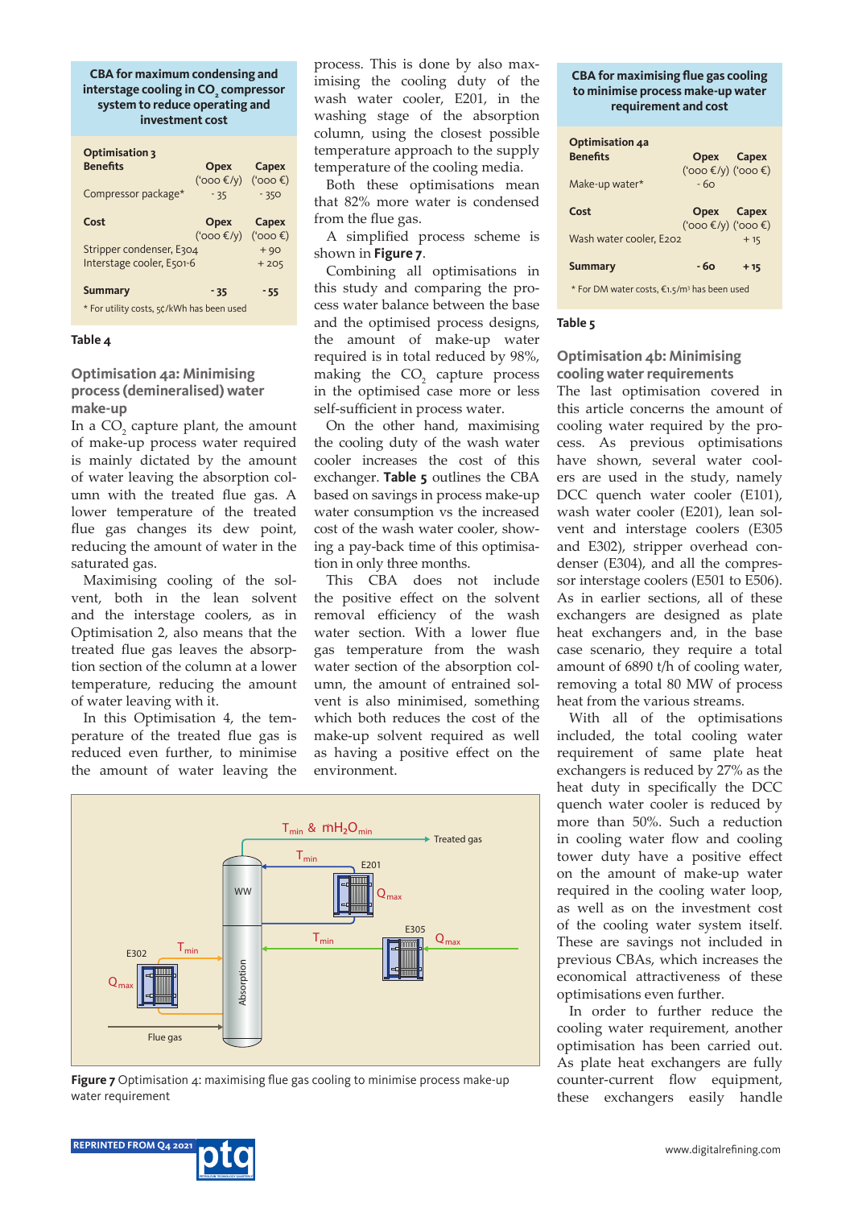**CBA for maximum condensing and interstage cooling in $CO_2$ compressor system to reduce operating and investment cost**

| Optimisation 3 | | |
|---|---|---|
| **Benefits** | **Opex** ('000 €/y) | **Capex** ('000 €) |
| Compressor package* | - 35 | - 350 |
| **Cost** | **Opex** ('000 €/y) | **Capex** ('000 €) |
| Stripper condenser, E304 | | + 90 |
| Interstage cooler, E501-6 | | + 205 |
| **Summary** | **- 35** | **- 55** |

\* For utility costs, 5¢/kWh has been used

**Table 4**

## Optimisation 4a: Minimising process (demineralised) water make-up

In a $CO_2$ capture plant, the amount of make-up process water required is mainly dictated by the amount of water leaving the absorption column with the treated flue gas. A lower temperature of the treated flue gas changes its dew point, reducing the amount of water in the saturated gas.

Maximising cooling of the solvent, both in the lean solvent and the interstage coolers, as in Optimisation 2, also means that the treated flue gas leaves the absorption section of the column at a lower temperature, reducing the amount of water leaving with it.

In this Optimisation 4, the temperature of the treated flue gas is reduced even further, to minimise the amount of water leaving the process. This is done by also maximising the cooling duty of the wash water cooler, E201, in the washing stage of the absorption column, using the closest possible temperature approach to the supply temperature of the cooling media.

Both these optimisations mean that 82% more water is condensed from the flue gas.

A simplified process scheme is shown in **Figure 7**.

Combining all optimisations in this study and comparing the process water balance between the base and the optimised process designs, the amount of make-up water required is in total reduced by 98%, making the $CO_2$ capture process in the optimised case more or less self-sufficient in process water.

On the other hand, maximising the cooling duty of the wash water cooler increases the cost of this exchanger. **Table 5** outlines the CBA based on savings in process make-up water consumption vs the increased cost of the wash water cooler, showing a pay-back time of this optimisation in only three months.

This CBA does not include the positive effect on the solvent removal efficiency of the wash water section. With a lower flue gas temperature from the wash water section of the absorption column, the amount of entrained solvent is also minimised, something which both reduces the cost of the make-up solvent required as well as having a positive effect on the environment.

**Figure 7** Optimisation 4: maximising flue gas cooling to minimise process make-up water requirement

**CBA for maximising flue gas cooling to minimise process make-up water requirement and cost**

| Optimisation 4a | | |
|---|---|---|
| **Benefits** | **Opex** ('000 €/y) | **Capex** ('000 €) |
| Make-up water* | - 60 | |
| **Cost** | **Opex** ('000 €/y) | **Capex** ('000 €) |
| Wash water cooler, E202 | | + 15 |
| **Summary** | **- 60** | **+ 15** |

\* For DM water costs, €1.5/m³ has been used

**Table 5**

## Optimisation 4b: Minimising cooling water requirements

The last optimisation covered in this article concerns the amount of cooling water required by the process. As previous optimisations have shown, several water coolers are used in the study, namely DCC quench water cooler (E101), wash water cooler (E201), lean solvent and interstage coolers (E305 and E302), stripper overhead condenser (E304), and all the compressor interstage coolers (E501 to E506). As in earlier sections, all of these exchangers are designed as plate heat exchangers and, in the base case scenario, they require a total amount of 6890 t/h of cooling water, removing a total 80 MW of process heat from the various streams.

With all of the optimisations included, the total cooling water requirement of same plate heat exchangers is reduced by 27% as the heat duty in specifically the DCC quench water cooler is reduced by more than 50%. Such a reduction in cooling water flow and cooling tower duty have a positive effect on the amount of make-up water required in the cooling water loop, as well as on the investment cost of the cooling water system itself. These are savings not included in previous CBAs, which increases the economical attractiveness of these optimisations even further.

In order to further reduce the cooling water requirement, another optimisation has been carried out. As plate heat exchangers are fully counter-current flow equipment, these exchangers easily handle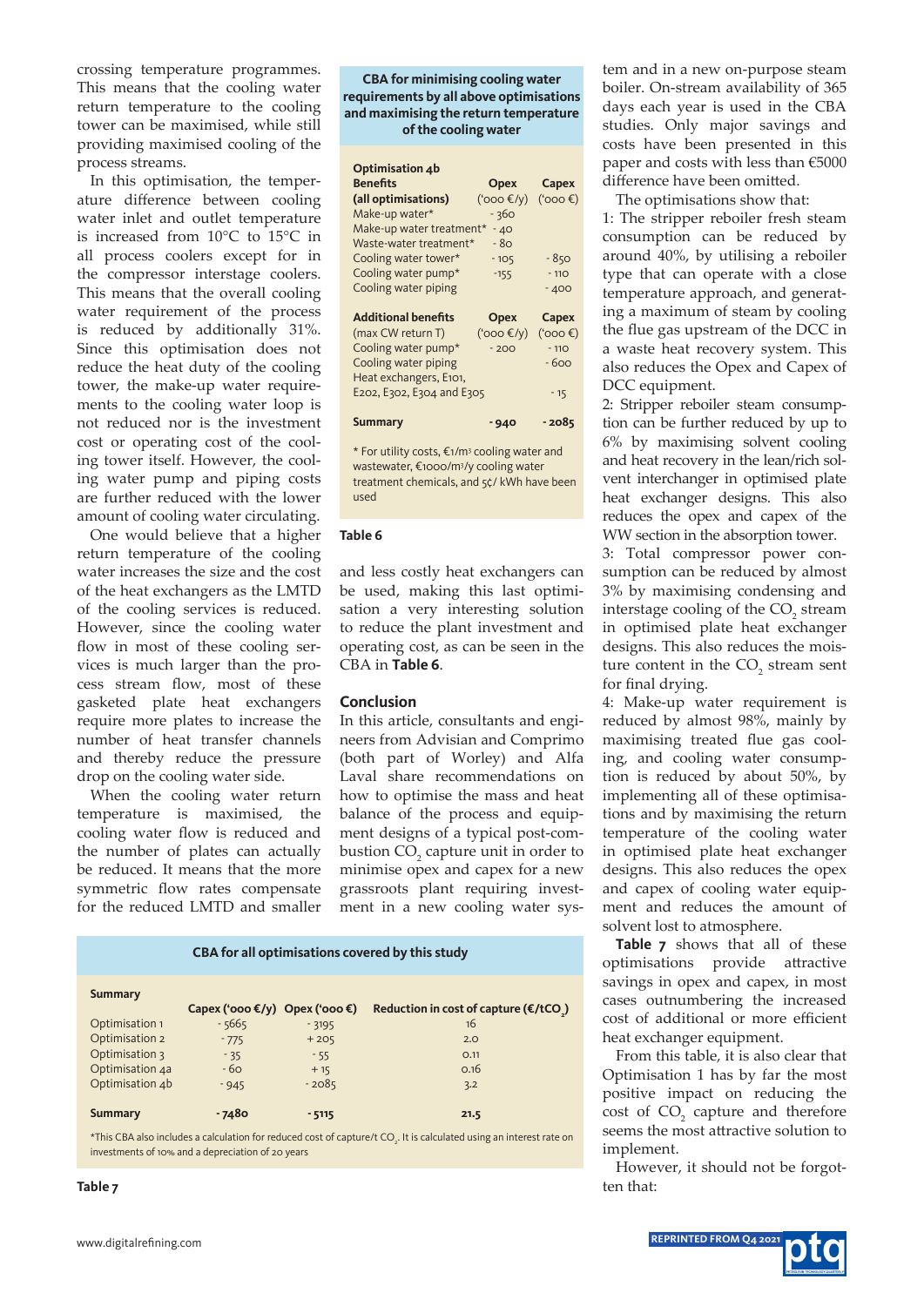crossing temperature programmes. This means that the cooling water return temperature to the cooling tower can be maximised, while still providing maximised cooling of the process streams.

In this optimisation, the temperature difference between cooling water inlet and outlet temperature is increased from 10°C to 15°C in all process coolers except for in the compressor interstage coolers. This means that the overall cooling water requirement of the process is reduced by additionally 31%. Since this optimisation does not reduce the heat duty of the cooling tower, the make-up water requirements to the cooling water loop is not reduced nor is the investment cost or operating cost of the cooling tower itself. However, the cooling water pump and piping costs are further reduced with the lower amount of cooling water circulating.

One would believe that a higher return temperature of the cooling water increases the size and the cost of the heat exchangers as the LMTD of the cooling services is reduced. However, since the cooling water flow in most of these cooling services is much larger than the process stream flow, most of these gasketed plate heat exchangers require more plates to increase the number of heat transfer channels and thereby reduce the pressure drop on the cooling water side.

When the cooling water return temperature is maximised, the cooling water flow is reduced and the number of plates can actually be reduced. It means that the more symmetric flow rates compensate for the reduced LMTD and smaller and less costly heat exchangers can be used, making this last optimisation a very interesting solution to reduce the plant investment and operating cost, as can be seen in the CBA in **Table 6**.

**CBA for minimising cooling water requirements by all above optimisations and maximising the return temperature of the cooling water**

| Optimisation 4b | | |
|---|---|---|
| **Benefits (all optimisations)** | **Opex** ('000 €/y) | **Capex** ('000 €) |
| Make-up water* | - 360 | |
| Make-up water treatment* | - 40 | |
| Waste-water treatment* | - 80 | |
| Cooling water tower* | - 105 | - 850 |
| Cooling water pump* | -155 | - 110 |
| Cooling water piping | | - 400 |
| **Additional benefits (max CW return T)** | **Opex** ('000 €/y) | **Capex** ('000 €) |
| Cooling water pump* | - 200 | - 110 |
| Cooling water piping | | - 600 |
| Heat exchangers, E101, E202, E302, E304 and E305 | | - 15 |
| **Summary** | **- 940** | **- 2085** |

\* For utility costs, €1/m³ cooling water and wastewater, €1000/m³/y cooling water treatment chemicals, and 5¢/ kWh have been used

**Table 6**

## Conclusion

In this article, consultants and engineers from Advisian and Comprimo (both part of Worley) and Alfa Laval share recommendations on how to optimise the mass and heat balance of the process and equipment designs of a typical post-combustion $CO_2$ capture unit in order to minimise opex and capex for a new grassroots plant requiring investment in a new cooling water system and in a new on-purpose steam boiler. On-stream availability of 365 days each year is used in the CBA studies. Only major savings and costs have been presented in this paper and costs with less than €5000 difference have been omitted.

The optimisations show that:

1: The stripper reboiler fresh steam consumption can be reduced by around 40%, by utilising a reboiler type that can operate with a close temperature approach, and generating a maximum of steam by cooling the flue gas upstream of the DCC in a waste heat recovery system. This also reduces the Opex and Capex of DCC equipment.

2: Stripper reboiler steam consumption can be further reduced by up to 6% by maximising solvent cooling and heat recovery in the lean/rich solvent interchanger in optimised plate heat exchanger designs. This also reduces the opex and capex of the WW section in the absorption tower.

3: Total compressor power consumption can be reduced by almost 3% by maximising condensing and interstage cooling of the $CO_2$ stream in optimised plate heat exchanger designs. This also reduces the moisture content in the $CO_2$ stream sent for final drying.

4: Make-up water requirement is reduced by almost 98%, mainly by maximising treated flue gas cooling, and cooling water consumption is reduced by about 50%, by implementing all of these optimisations and by maximising the return temperature of the cooling water in optimised plate heat exchanger designs. This also reduces the opex and capex of cooling water equipment and reduces the amount of solvent lost to atmosphere.

**Table 7** shows that all of these optimisations provide attractive savings in opex and capex, in most cases outnumbering the increased cost of additional or more efficient heat exchanger equipment.

From this table, it is also clear that Optimisation 1 has by far the most positive impact on reducing the cost of $CO_2$ capture and therefore seems the most attractive solution to implement.

However, it should not be forgotten that:

**CBA for all optimisations covered by this study**

| Summary | Capex ('000 €/y) | Opex ('000 €) | Reduction in cost of capture (€/t$CO_2$) |
|---|---|---|---|
| Optimisation 1 | - 5665 | - 3195 | 16 |
| Optimisation 2 | - 775 | + 205 | 2.0 |
| Optimisation 3 | - 35 | - 55 | 0.11 |
| Optimisation 4a | - 60 | + 15 | 0.16 |
| Optimisation 4b | - 945 | - 2085 | 3.2 |
| **Summary** | **- 7480** | **- 5115** | **21.5** |

\*This CBA also includes a calculation for reduced cost of capture/t $CO_2$. It is calculated using an interest rate on investments of 10% and a depreciation of 20 years

**Table 7**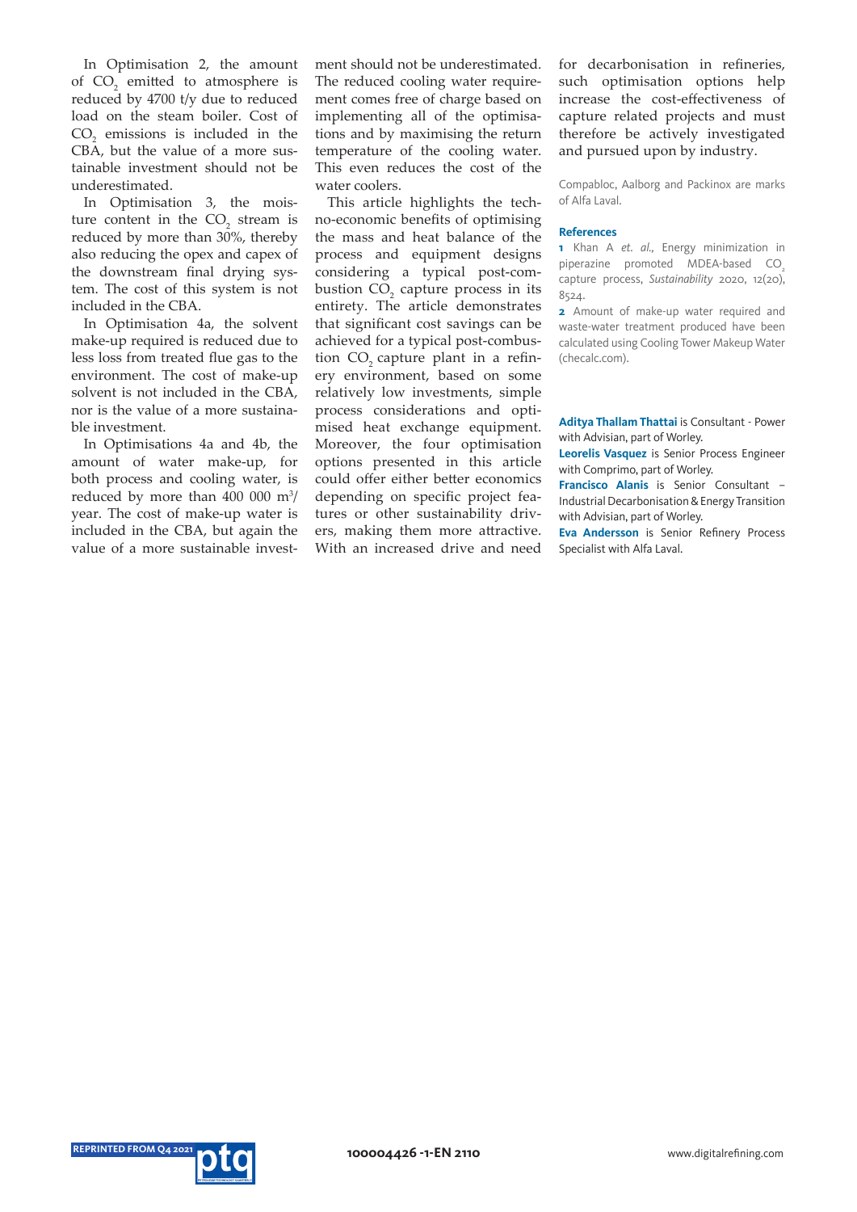In Optimisation 2, the amount of $CO_2$ emitted to atmosphere is reduced by 4700 t/y due to reduced load on the steam boiler. Cost of $CO_2$ emissions is included in the CBA, but the value of a more sustainable investment should not be underestimated.

In Optimisation 3, the moisture content in the $CO_2$ stream is reduced by more than 30%, thereby also reducing the opex and capex of the downstream final drying system. The cost of this system is not included in the CBA.

In Optimisation 4a, the solvent make-up required is reduced due to less loss from treated flue gas to the environment. The cost of make-up solvent is not included in the CBA, nor is the value of a more sustainable investment.

In Optimisations 4a and 4b, the amount of water make-up, for both process and cooling water, is reduced by more than 400 000 $m^3$/year. The cost of make-up water is included in the CBA, but again the value of a more sustainable investment should not be underestimated. The reduced cooling water requirement comes free of charge based on implementing all of the optimisations and by maximising the return temperature of the cooling water. This even reduces the cost of the water coolers.

This article highlights the techno-economic benefits of optimising the mass and heat balance of the process and equipment designs considering a typical post-combustion $CO_2$ capture process in its entirety. The article demonstrates that significant cost savings can be achieved for a typical post-combustion $CO_2$ capture plant in a refinery environment, based on some relatively low investments, simple process considerations and optimised heat exchange equipment. Moreover, the four optimisation options presented in this article could offer either better economics depending on specific project features or other sustainability drivers, making them more attractive. With an increased drive and need for decarbonisation in refineries, such optimisation options help increase the cost-effectiveness of capture related projects and must therefore be actively investigated and pursued upon by industry.

Compabloc, Aalborg and Packinox are marks of Alfa Laval.

## References

**1** Khan A *et. al.*, Energy minimization in piperazine promoted MDEA-based $CO_2$ capture process, *Sustainability* 2020, 12(20), 8524.

**2** Amount of make-up water required and waste-water treatment produced have been calculated using Cooling Tower Makeup Water (checalc.com).

**Aditya Thallam Thattai** is Consultant - Power with Advisian, part of Worley.

**Leorelis Vasquez** is Senior Process Engineer with Comprimo, part of Worley.

**Francisco Alanis** is Senior Consultant – Industrial Decarbonisation & Energy Transition with Advisian, part of Worley.

**Eva Andersson** is Senior Refinery Process Specialist with Alfa Laval.

REPRINTED FROM Q4 2021 ptq

100004426 -1-EN 2110